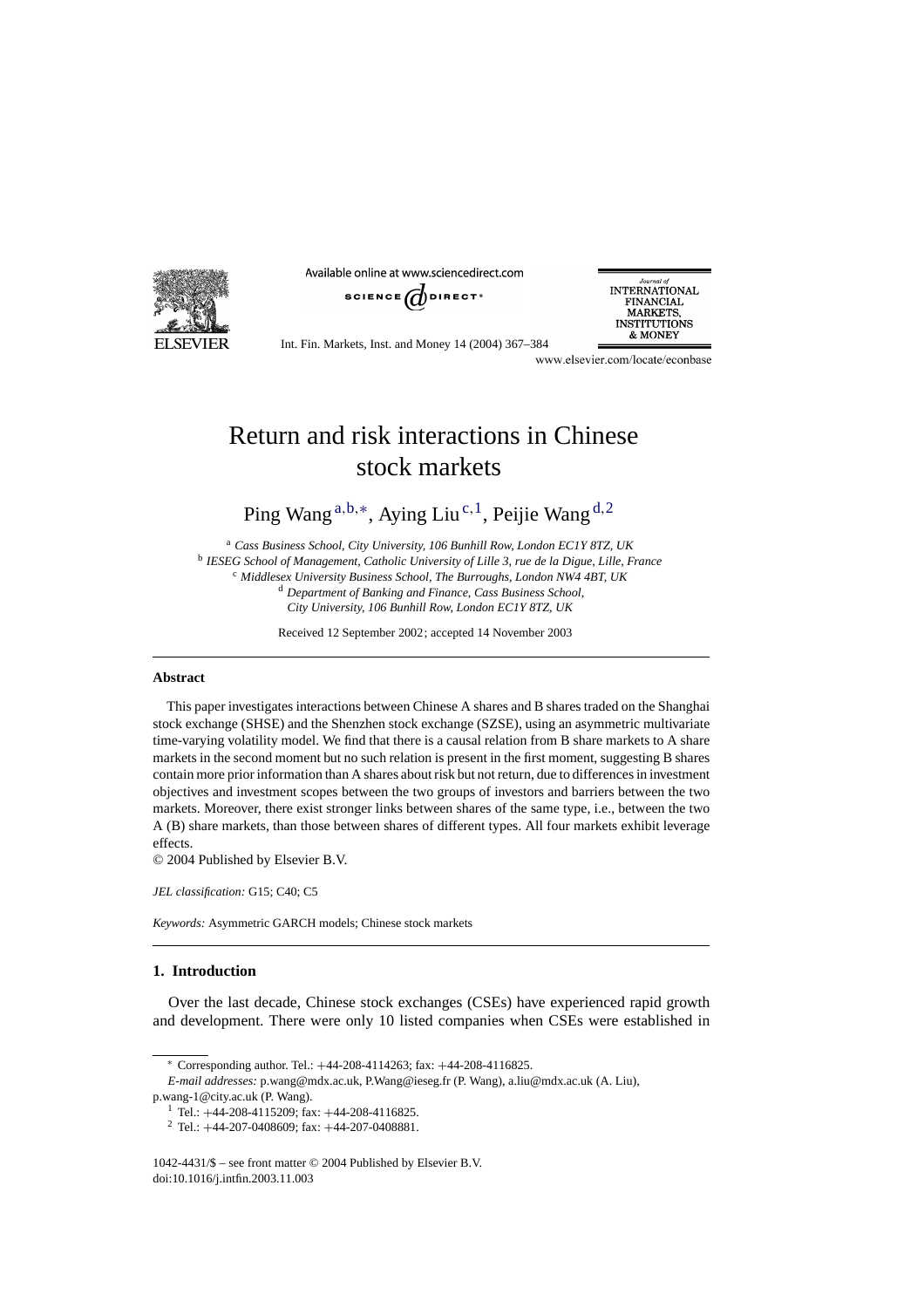# Return and risk interactions in Chinese stock markets

Ping Wang [a,b,*], Aying Liu [c,1], Peijie Wang [d,2]

[a] *Cass Business School, City University, 106 Bunhill Row, London EC1Y 8TZ, UK*
[b] *IESEG School of Management, Catholic University of Lille 3, rue de la Digue, Lille, France*
[c] *Middlesex University Business School, The Burroughs, London NW4 4BT, UK*
[d] *Department of Banking and Finance, Cass Business School, City University, 106 Bunhill Row, London EC1Y 8TZ, UK*

Received 12 September 2002; accepted 14 November 2003

## Abstract

This paper investigates interactions between Chinese A shares and B shares traded on the Shanghai stock exchange (SHSE) and the Shenzhen stock exchange (SZSE), using an asymmetric multivariate time-varying volatility model. We find that there is a causal relation from B share markets to A share markets in the second moment but no such relation is present in the first moment, suggesting B shares contain more prior information than A shares about risk but not return, due to differences in investment objectives and investment scopes between the two groups of investors and barriers between the two markets. Moreover, there exist stronger links between shares of the same type, i.e., between the two A (B) share markets, than those between shares of different types. All four markets exhibit leverage effects.

© 2004 Published by Elsevier B.V.

*JEL classification:* G15; C40; C5

*Keywords:* Asymmetric GARCH models; Chinese stock markets

## 1. Introduction

Over the last decade, Chinese stock exchanges (CSEs) have experienced rapid growth and development. There were only 10 listed companies when CSEs were established in

---

* Corresponding author. Tel.: +44-208-4114263; fax: +44-208-4116825.
*E-mail addresses:* p.wang@mdx.ac.uk, P.Wang@ieseg.fr (P. Wang), a.liu@mdx.ac.uk (A. Liu), p.wang-1@city.ac.uk (P. Wang).

[1] Tel.: +44-208-4115209; fax: +44-208-4116825.

[2] Tel.: +44-207-0408609; fax: +44-207-0408881.

1042-4431/$ – see front matter © 2004 Published by Elsevier B.V.
doi:10.1016/j.intfin.2003.11.003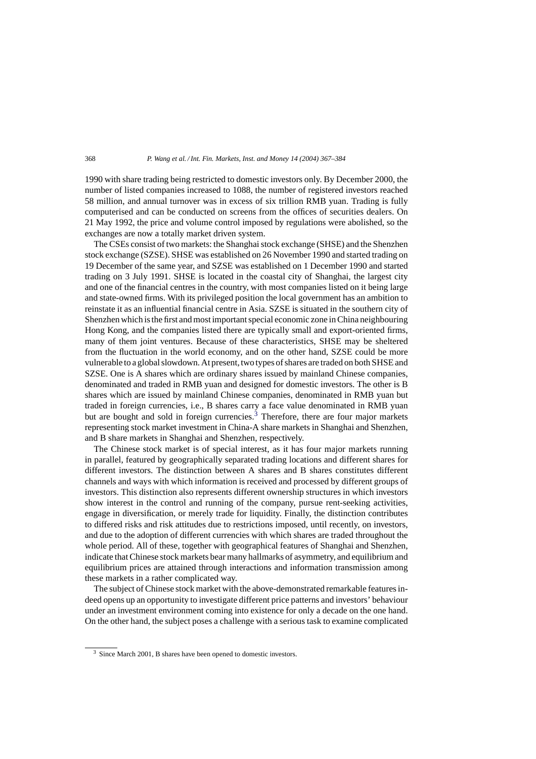1990 with share trading being restricted to domestic investors only. By December 2000, the number of listed companies increased to 1088, the number of registered investors reached 58 million, and annual turnover was in excess of six trillion RMB yuan. Trading is fully computerised and can be conducted on screens from the offices of securities dealers. On 21 May 1992, the price and volume control imposed by regulations were abolished, so the exchanges are now a totally market driven system.

The CSEs consist of two markets: the Shanghai stock exchange (SHSE) and the Shenzhen stock exchange (SZSE). SHSE was established on 26 November 1990 and started trading on 19 December of the same year, and SZSE was established on 1 December 1990 and started trading on 3 July 1991. SHSE is located in the coastal city of Shanghai, the largest city and one of the financial centres in the country, with most companies listed on it being large and state-owned firms. With its privileged position the local government has an ambition to reinstate it as an influential financial centre in Asia. SZSE is situated in the southern city of Shenzhen which is the first and most important special economic zone in China neighbouring Hong Kong, and the companies listed there are typically small and export-oriented firms, many of them joint ventures. Because of these characteristics, SHSE may be sheltered from the fluctuation in the world economy, and on the other hand, SZSE could be more vulnerable to a global slowdown. At present, two types of shares are traded on both SHSE and SZSE. One is A shares which are ordinary shares issued by mainland Chinese companies, denominated and traded in RMB yuan and designed for domestic investors. The other is B shares which are issued by mainland Chinese companies, denominated in RMB yuan but traded in foreign currencies, i.e., B shares carry a face value denominated in RMB yuan but are bought and sold in foreign currencies.[3] Therefore, there are four major markets representing stock market investment in China-A share markets in Shanghai and Shenzhen, and B share markets in Shanghai and Shenzhen, respectively.

The Chinese stock market is of special interest, as it has four major markets running in parallel, featured by geographically separated trading locations and different shares for different investors. The distinction between A shares and B shares constitutes different channels and ways with which information is received and processed by different groups of investors. This distinction also represents different ownership structures in which investors show interest in the control and running of the company, pursue rent-seeking activities, engage in diversification, or merely trade for liquidity. Finally, the distinction contributes to differed risks and risk attitudes due to restrictions imposed, until recently, on investors, and due to the adoption of different currencies with which shares are traded throughout the whole period. All of these, together with geographical features of Shanghai and Shenzhen, indicate that Chinese stock markets bear many hallmarks of asymmetry, and equilibrium and equilibrium prices are attained through interactions and information transmission among these markets in a rather complicated way.

The subject of Chinese stock market with the above-demonstrated remarkable features indeed opens up an opportunity to investigate different price patterns and investors' behaviour under an investment environment coming into existence for only a decade on the one hand. On the other hand, the subject poses a challenge with a serious task to examine complicated

[3] Since March 2001, B shares have been opened to domestic investors.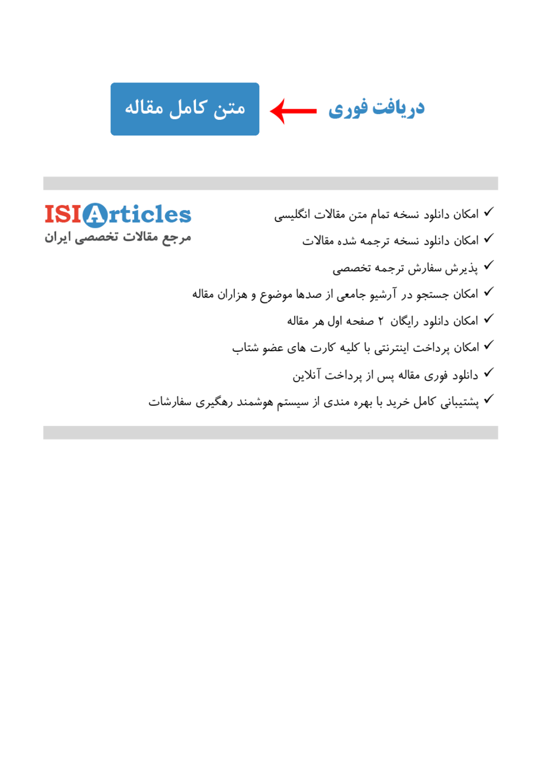دریافت فوری ← **متن کامل مقاله**

**ISIArticles**

مرجع مقالات تخصصی ایران

- ✓ امکان دانلود نسخه تمام متن مقالات انگلیسی
- ✓ امکان دانلود نسخه ترجمه شده مقالات
- ✓ پذیرش سفارش ترجمه تخصصی
- ✓ امکان جستجو در آرشیو جامعی از صدها موضوع و هزاران مقاله
- ✓ امکان دانلود رایگان ۲ صفحه اول هر مقاله
- ✓ امکان پرداخت اینترنتی با کلیه کارت های عضو شتاب
- ✓ دانلود فوری مقاله پس از پرداخت آنلاین
- ✓ پشتیبانی کامل خرید با بهره مندی از سیستم هوشمند رهگیری سفارشات